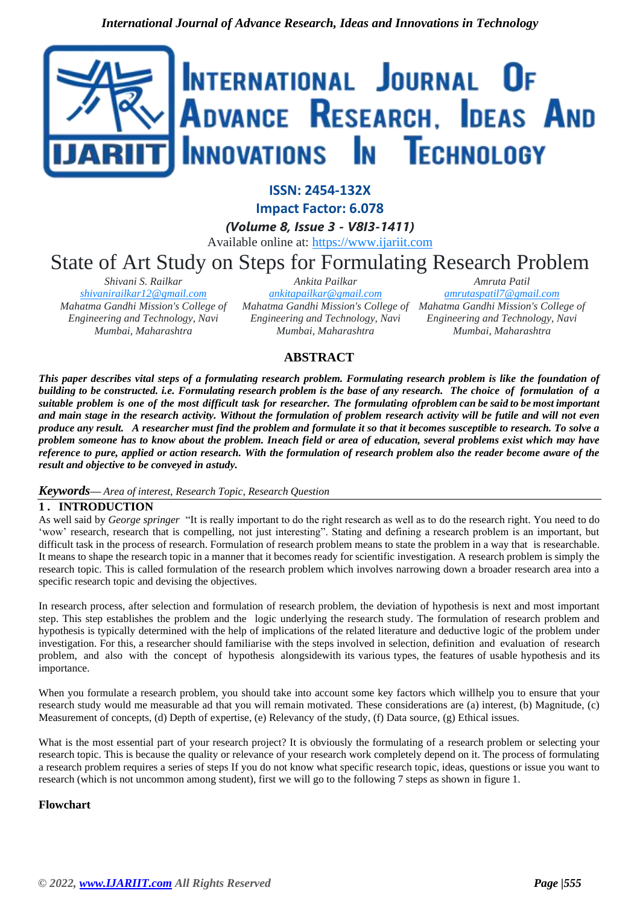ISSN: 2454-132X

Impact Factor: 6.078

*(Volume 8, Issue 3 - V8I3-1411)*

Available online at: https://www.ijariit.com

# State of Art Study on Steps for Formulating Research Problem

*Shivani S. Railkar*
*shivanirailkar12@gmail.com*
*Mahatma Gandhi Mission's College of Engineering and Technology, Navi Mumbai, Maharashtra*

*Ankita Pailkar*
*ankitapailkar@gmail.com*
*Mahatma Gandhi Mission's College of Engineering and Technology, Navi Mumbai, Maharashtra*

*Amruta Patil*
*amrutaspatil7@gmail.com*
*Mahatma Gandhi Mission's College of Engineering and Technology, Navi Mumbai, Maharashtra*

## ABSTRACT

***This paper describes vital steps of a formulating research problem. Formulating research problem is like the foundation of building to be constructed. i.e. Formulating research problem is the base of any research. The choice of formulation of a suitable problem is one of the most difficult task for researcher. The formulating ofproblem can be said to be most important and main stage in the research activity. Without the formulation of problem research activity will be futile and will not even produce any result. A researcher must find the problem and formulate it so that it becomes susceptible to research. To solve a problem someone has to know about the problem. Ineach field or area of education, several problems exist which may have reference to pure, applied or action research. With the formulation of research problem also the reader become aware of the result and objective to be conveyed in astudy.***

***Keywords****— Area of interest, Research Topic, Research Question*

## 1. INTRODUCTION

As well said by *George springer* "It is really important to do the right research as well as to do the research right. You need to do 'wow' research, research that is compelling, not just interesting". Stating and defining a research problem is an important, but difficult task in the process of research. Formulation of research problem means to state the problem in a way that is researchable. It means to shape the research topic in a manner that it becomes ready for scientific investigation. A research problem is simply the research topic. This is called formulation of the research problem which involves narrowing down a broader research area into a specific research topic and devising the objectives.

In research process, after selection and formulation of research problem, the deviation of hypothesis is next and most important step. This step establishes the problem and the logic underlying the research study. The formulation of research problem and hypothesis is typically determined with the help of implications of the related literature and deductive logic of the problem under investigation. For this, a researcher should familiarise with the steps involved in selection, definition and evaluation of research problem, and also with the concept of hypothesis alongsidewith its various types, the features of usable hypothesis and its importance.

When you formulate a research problem, you should take into account some key factors which willhelp you to ensure that your research study would me measurable ad that you will remain motivated. These considerations are (a) interest, (b) Magnitude, (c) Measurement of concepts, (d) Depth of expertise, (e) Relevancy of the study, (f) Data source, (g) Ethical issues.

What is the most essential part of your research project? It is obviously the formulating of a research problem or selecting your research topic. This is because the quality or relevance of your research work completely depend on it. The process of formulating a research problem requires a series of steps If you do not know what specific research topic, ideas, questions or issue you want to research (which is not uncommon among student), first we will go to the following 7 steps as shown in figure 1.

**Flowchart**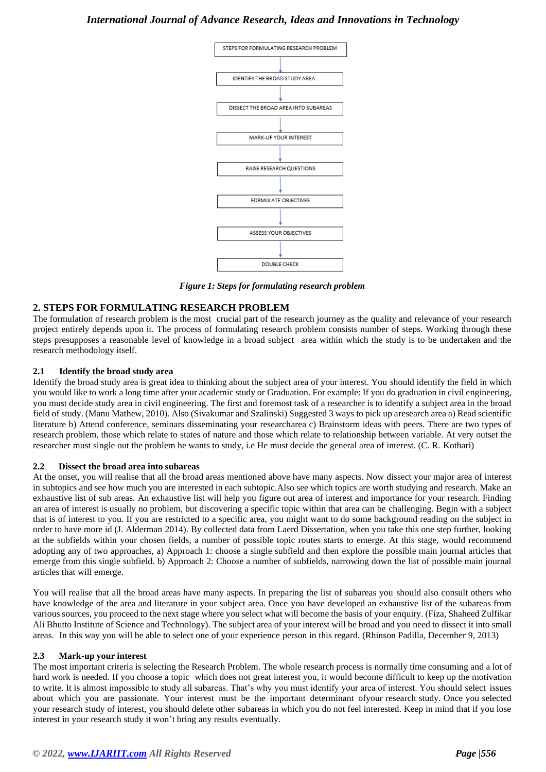STEPS FOR FORMULATING RESEARCH PROBLEM

IDENTIFY THE BROAD STUDY AREA

DISSECT THE BROAD AREA INTO SUBAREAS

MARK-UP YOUR INTEREST

RAISE RESEARCH QUESTIONS

FORMULATE OBJECTIVES

ASSESS YOUR OBJECTIVES

DOUBLE CHECK

***Figure 1: Steps for formulating research problem***

## 2. STEPS FOR FORMULATING RESEARCH PROBLEM

The formulation of research problem is the most crucial part of the research journey as the quality and relevance of your research project entirely depends upon it. The process of formulating research problem consists number of steps. Working through these steps presupposes a reasonable level of knowledge in a broad subject area within which the study is to be undertaken and the research methodology itself.

### 2.1 Identify the broad study area

Identify the broad study area is great idea to thinking about the subject area of your interest. You should identify the field in which you would like to work a long time after your academic study or Graduation. For example: If you do graduation in civil engineering, you must decide study area in civil engineering. The first and foremost task of a researcher is to identify a subject area in the broad field of study. (Manu Mathew, 2010). Also (Sivakumar and Szalinski) Suggested 3 ways to pick up aresearch area a) Read scientific literature b) Attend conference, seminars disseminating your researcharea c) Brainstorm ideas with peers. There are two types of research problem, those which relate to states of nature and those which relate to relationship between variable. At very outset the researcher must single out the problem he wants to study, i.e He must decide the general area of interest. (C. R. Kothari)

### 2.2 Dissect the broad area into subareas

At the onset, you will realise that all the broad areas mentioned above have many aspects. Now dissect your major area of interest in subtopics and see how much you are interested in each subtopic.Also see which topics are worth studying and research. Make an exhaustive list of sub areas. An exhaustive list will help you figure out area of interest and importance for your research. Finding an area of interest is usually no problem, but discovering a specific topic within that area can be challenging. Begin with a subject that is of interest to you. If you are restricted to a specific area, you might want to do some background reading on the subject in order to have more id (J. Alderman 2014). By collected data from Laerd Dissertation, when you take this one step further, looking at the subfields within your chosen fields, a number of possible topic routes starts to emerge. At this stage, would recommend adopting any of two approaches, a) Approach 1: choose a single subfield and then explore the possible main journal articles that emerge from this single subfield. b) Approach 2: Choose a number of subfields, narrowing down the list of possible main journal articles that will emerge.

You will realise that all the broad areas have many aspects. In preparing the list of subareas you should also consult others who have knowledge of the area and literature in your subject area. Once you have developed an exhaustive list of the subareas from various sources, you proceed to the next stage where you select what will become the basis of your enquiry. (Fiza, Shaheed Zulfikar Ali Bhutto Institute of Science and Technology). The subject area of your interest will be broad and you need to dissect it into small areas. In this way you will be able to select one of your experience person in this regard. (Rhinson Padilla, December 9, 2013)

### 2.3 Mark-up your interest

The most important criteria is selecting the Research Problem. The whole research process is normally time consuming and a lot of hard work is needed. If you choose a topic which does not great interest you, it would become difficult to keep up the motivation to write. It is almost impossible to study all subareas. That's why you must identify your area of interest. You should select issues about which you are passionate. Your interest must be the important determinant ofyour research study. Once you selected your research study of interest, you should delete other subareas in which you do not feel interested. Keep in mind that if you lose interest in your research study it won't bring any results eventually.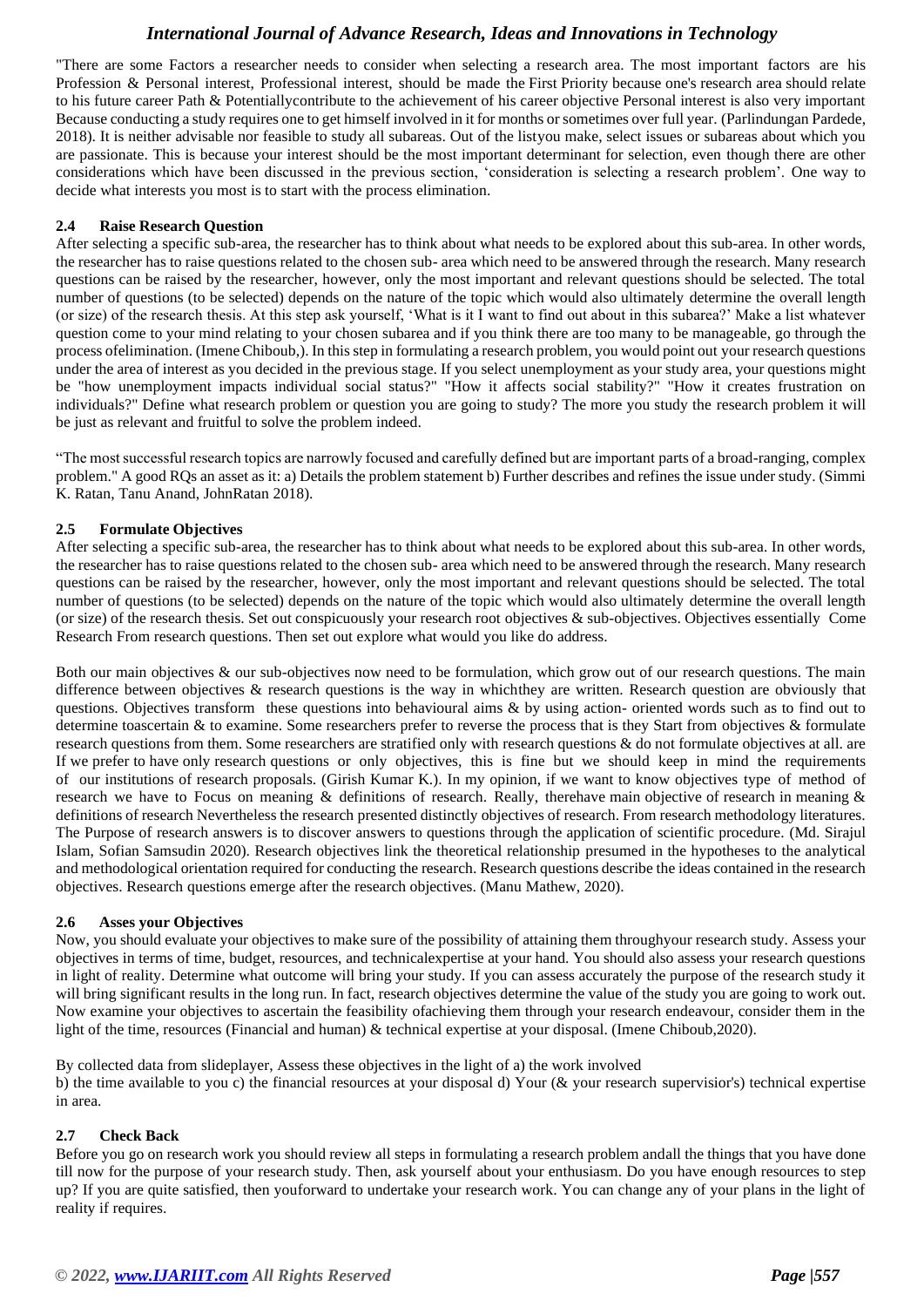"There are some Factors a researcher needs to consider when selecting a research area. The most important factors are his Profession & Personal interest, Professional interest, should be made the First Priority because one's research area should relate to his future career Path & Potentiallycontribute to the achievement of his career objective Personal interest is also very important Because conducting a study requires one to get himself involved in it for months or sometimes over full year. (Parlindungan Pardede, 2018). It is neither advisable nor feasible to study all subareas. Out of the listyou make, select issues or subareas about which you are passionate. This is because your interest should be the most important determinant for selection, even though there are other considerations which have been discussed in the previous section, 'consideration is selecting a research problem'. One way to decide what interests you most is to start with the process elimination.

### 2.4 Raise Research Question

After selecting a specific sub-area, the researcher has to think about what needs to be explored about this sub-area. In other words, the researcher has to raise questions related to the chosen sub- area which need to be answered through the research. Many research questions can be raised by the researcher, however, only the most important and relevant questions should be selected. The total number of questions (to be selected) depends on the nature of the topic which would also ultimately determine the overall length (or size) of the research thesis. At this step ask yourself, 'What is it I want to find out about in this subarea?' Make a list whatever question come to your mind relating to your chosen subarea and if you think there are too many to be manageable, go through the process ofelimination. (Imene Chiboub,). In this step in formulating a research problem, you would point out your research questions under the area of interest as you decided in the previous stage. If you select unemployment as your study area, your questions might be "how unemployment impacts individual social status?" "How it affects social stability?" "How it creates frustration on individuals?" Define what research problem or question you are going to study? The more you study the research problem it will be just as relevant and fruitful to solve the problem indeed.

"The most successful research topics are narrowly focused and carefully defined but are important parts of a broad-ranging, complex problem." A good RQs an asset as it: a) Details the problem statement b) Further describes and refines the issue under study. (Simmi K. Ratan, Tanu Anand, JohnRatan 2018).

### 2.5 Formulate Objectives

After selecting a specific sub-area, the researcher has to think about what needs to be explored about this sub-area. In other words, the researcher has to raise questions related to the chosen sub- area which need to be answered through the research. Many research questions can be raised by the researcher, however, only the most important and relevant questions should be selected. The total number of questions (to be selected) depends on the nature of the topic which would also ultimately determine the overall length (or size) of the research thesis. Set out conspicuously your research root objectives & sub-objectives. Objectives essentially Come Research From research questions. Then set out explore what would you like do address.

Both our main objectives & our sub-objectives now need to be formulation, which grow out of our research questions. The main difference between objectives & research questions is the way in whichthey are written. Research question are obviously that questions. Objectives transform these questions into behavioural aims & by using action- oriented words such as to find out to determine toascertain & to examine. Some researchers prefer to reverse the process that is they Start from objectives & formulate research questions from them. Some researchers are stratified only with research questions & do not formulate objectives at all. are If we prefer to have only research questions or only objectives, this is fine but we should keep in mind the requirements of our institutions of research proposals. (Girish Kumar K.). In my opinion, if we want to know objectives type of method of research we have to Focus on meaning & definitions of research. Really, therehave main objective of research in meaning & definitions of research Nevertheless the research presented distinctly objectives of research. From research methodology literatures. The Purpose of research answers is to discover answers to questions through the application of scientific procedure. (Md. Sirajul Islam, Sofian Samsudin 2020). Research objectives link the theoretical relationship presumed in the hypotheses to the analytical and methodological orientation required for conducting the research. Research questions describe the ideas contained in the research objectives. Research questions emerge after the research objectives. (Manu Mathew, 2020).

### 2.6 Asses your Objectives

Now, you should evaluate your objectives to make sure of the possibility of attaining them throughyour research study. Assess your objectives in terms of time, budget, resources, and technicalexpertise at your hand. You should also assess your research questions in light of reality. Determine what outcome will bring your study. If you can assess accurately the purpose of the research study it will bring significant results in the long run. In fact, research objectives determine the value of the study you are going to work out. Now examine your objectives to ascertain the feasibility ofachieving them through your research endeavour, consider them in the light of the time, resources (Financial and human) & technical expertise at your disposal. (Imene Chiboub,2020).

By collected data from slideplayer, Assess these objectives in the light of a) the work involved
b) the time available to you c) the financial resources at your disposal d) Your (& your research supervisior's) technical expertise in area.

### 2.7 Check Back

Before you go on research work you should review all steps in formulating a research problem andall the things that you have done till now for the purpose of your research study. Then, ask yourself about your enthusiasm. Do you have enough resources to step up? If you are quite satisfied, then youforward to undertake your research work. You can change any of your plans in the light of reality if requires.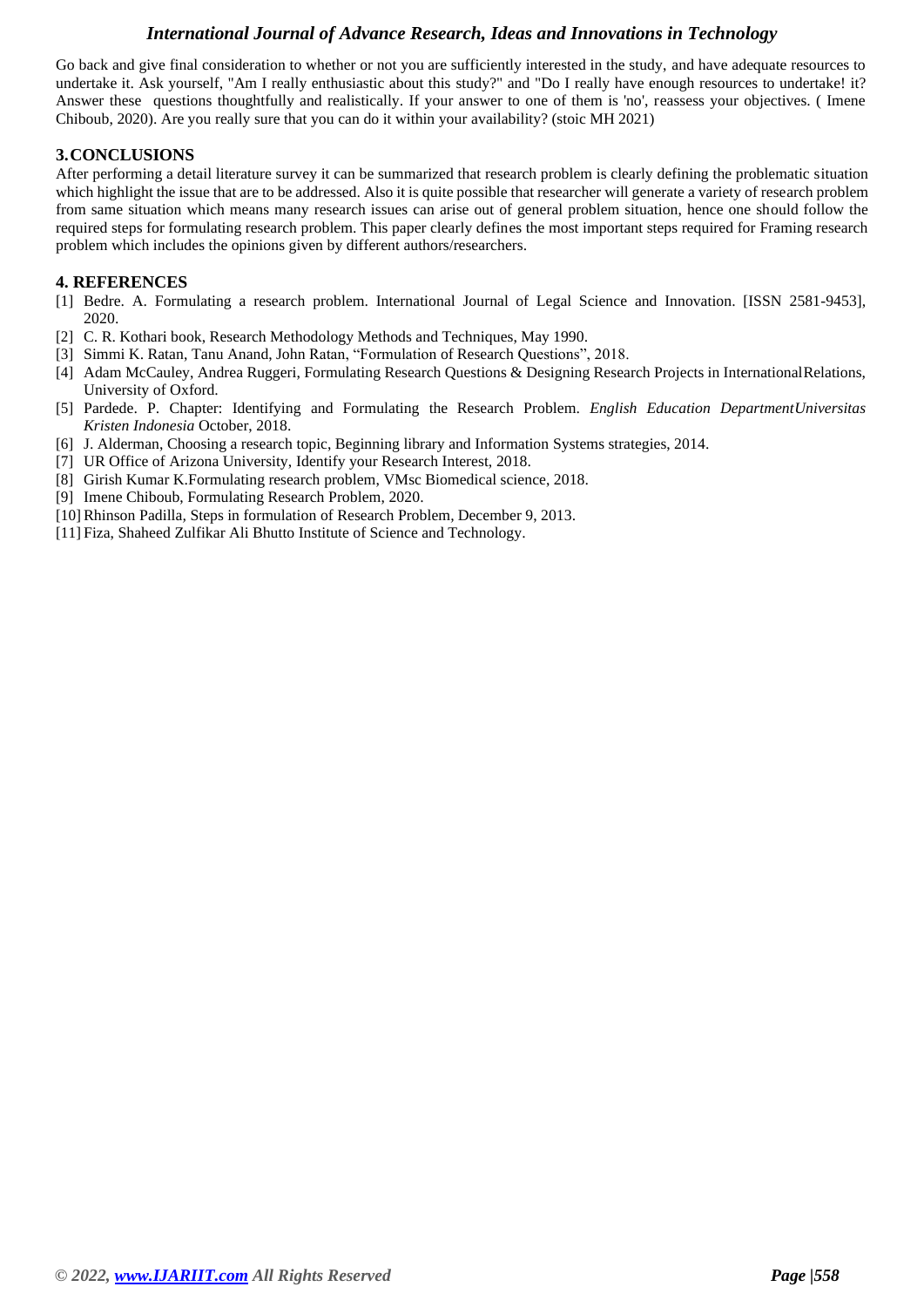Go back and give final consideration to whether or not you are sufficiently interested in the study, and have adequate resources to undertake it. Ask yourself, "Am I really enthusiastic about this study?" and "Do I really have enough resources to undertake! it? Answer these questions thoughtfully and realistically. If your answer to one of them is 'no', reassess your objectives. ( Imene Chiboub, 2020). Are you really sure that you can do it within your availability? (stoic MH 2021)

## 3. CONCLUSIONS

After performing a detail literature survey it can be summarized that research problem is clearly defining the problematic situation which highlight the issue that are to be addressed. Also it is quite possible that researcher will generate a variety of research problem from same situation which means many research issues can arise out of general problem situation, hence one should follow the required steps for formulating research problem. This paper clearly defines the most important steps required for Framing research problem which includes the opinions given by different authors/researchers.

## 4. REFERENCES

[1] Bedre. A. Formulating a research problem. International Journal of Legal Science and Innovation. [ISSN 2581-9453], 2020.

[2] C. R. Kothari book, Research Methodology Methods and Techniques, May 1990.

[3] Simmi K. Ratan, Tanu Anand, John Ratan, "Formulation of Research Questions", 2018.

[4] Adam McCauley, Andrea Ruggeri, Formulating Research Questions & Designing Research Projects in InternationalRelations, University of Oxford.

[5] Pardede. P. Chapter: Identifying and Formulating the Research Problem. *English Education DepartmentUniversitas Kristen Indonesia* October, 2018.

[6] J. Alderman, Choosing a research topic, Beginning library and Information Systems strategies, 2014.

[7] UR Office of Arizona University, Identify your Research Interest, 2018.

[8] Girish Kumar K.Formulating research problem, VMsc Biomedical science, 2018.

[9] Imene Chiboub, Formulating Research Problem, 2020.

[10] Rhinson Padilla, Steps in formulation of Research Problem, December 9, 2013.

[11] Fiza, Shaheed Zulfikar Ali Bhutto Institute of Science and Technology.